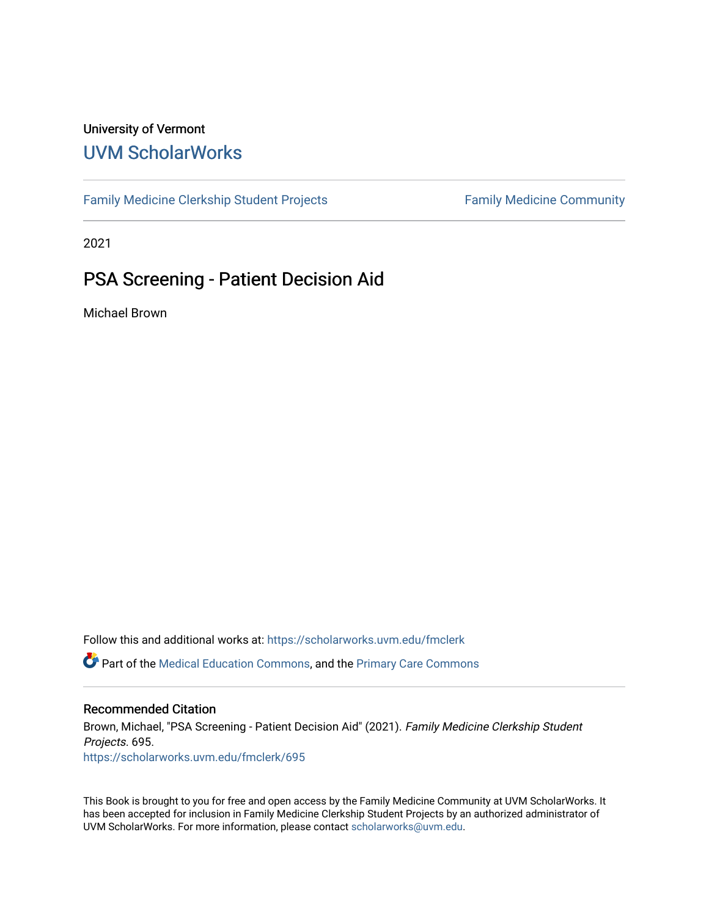University of Vermont

# UVM ScholarWorks

Family Medicine Clerkship Student Projects

Family Medicine Community

2021

## PSA Screening - Patient Decision Aid

Michael Brown

Follow this and additional works at: https://scholarworks.uvm.edu/fmclerk

Part of the Medical Education Commons, and the Primary Care Commons

### Recommended Citation

Brown, Michael, "PSA Screening - Patient Decision Aid" (2021). *Family Medicine Clerkship Student Projects*. 695.
https://scholarworks.uvm.edu/fmclerk/695

This Book is brought to you for free and open access by the Family Medicine Community at UVM ScholarWorks. It has been accepted for inclusion in Family Medicine Clerkship Student Projects by an authorized administrator of UVM ScholarWorks. For more information, please contact scholarworks@uvm.edu.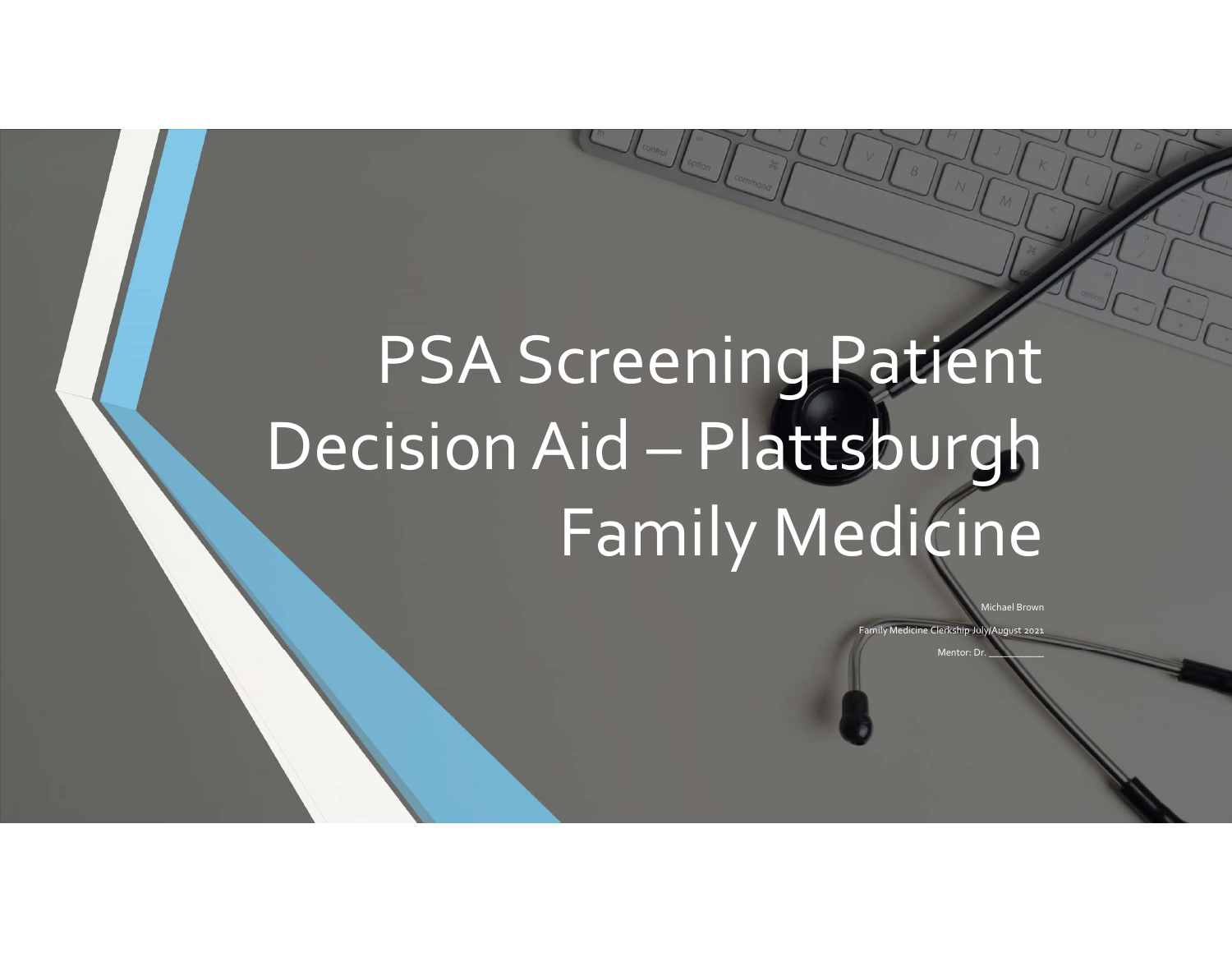# PSA Screening Patient Decision Aid – Plattsburgh Family Medicine

Michael Brown

Family Medicine Clerkship July/August 2021

Mentor: Dr. ___________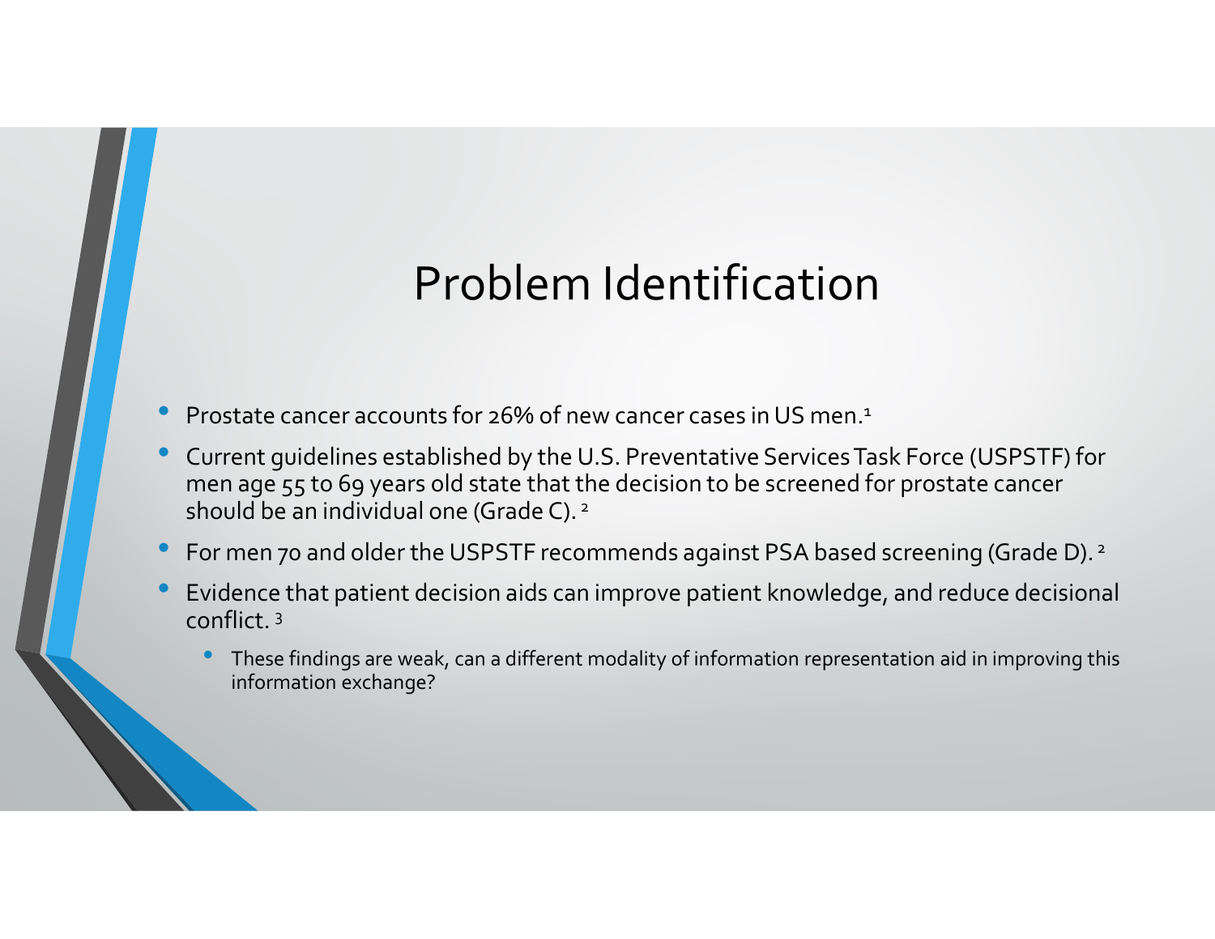# Problem Identification

- Prostate cancer accounts for 26% of new cancer cases in US men.[1]
- Current guidelines established by the U.S. Preventative Services Task Force (USPSTF) for men age 55 to 69 years old state that the decision to be screened for prostate cancer should be an individual one (Grade C).[2]
- For men 70 and older the USPSTF recommends against PSA based screening (Grade D).[2]
- Evidence that patient decision aids can improve patient knowledge, and reduce decisional conflict.[3]
  - These findings are weak, can a different modality of information representation aid in improving this information exchange?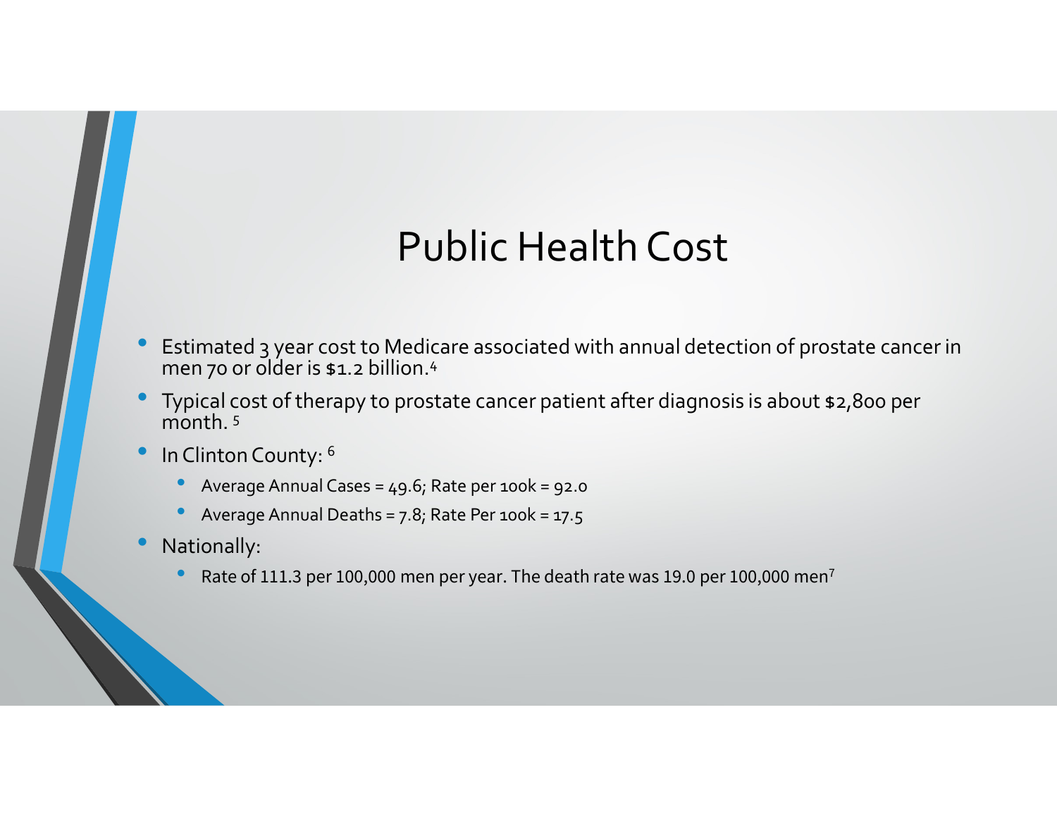# Public Health Cost

- Estimated 3 year cost to Medicare associated with annual detection of prostate cancer in men 70 or older is $1.2 billion.[4]
- Typical cost of therapy to prostate cancer patient after diagnosis is about $2,800 per month. [5]
- In Clinton County: [6]
  - Average Annual Cases = 49.6; Rate per 100k = 92.0
  - Average Annual Deaths = 7.8; Rate Per 100k = 17.5
- Nationally:
  - Rate of 111.3 per 100,000 men per year. The death rate was 19.0 per 100,000 men[7]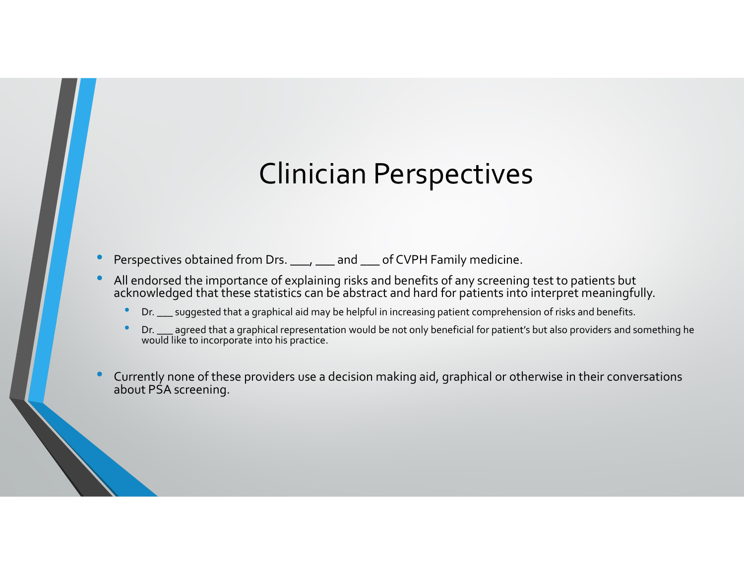# Clinician Perspectives

- Perspectives obtained from Drs. ___, ___ and ___ of CVPH Family medicine.
- All endorsed the importance of explaining risks and benefits of any screening test to patients but acknowledged that these statistics can be abstract and hard for patients into interpret meaningfully.
  - Dr. ___ suggested that a graphical aid may be helpful in increasing patient comprehension of risks and benefits.
  - Dr. ___ agreed that a graphical representation would be not only beneficial for patient's but also providers and something he would like to incorporate into his practice.
- Currently none of these providers use a decision making aid, graphical or otherwise in their conversations about PSA screening.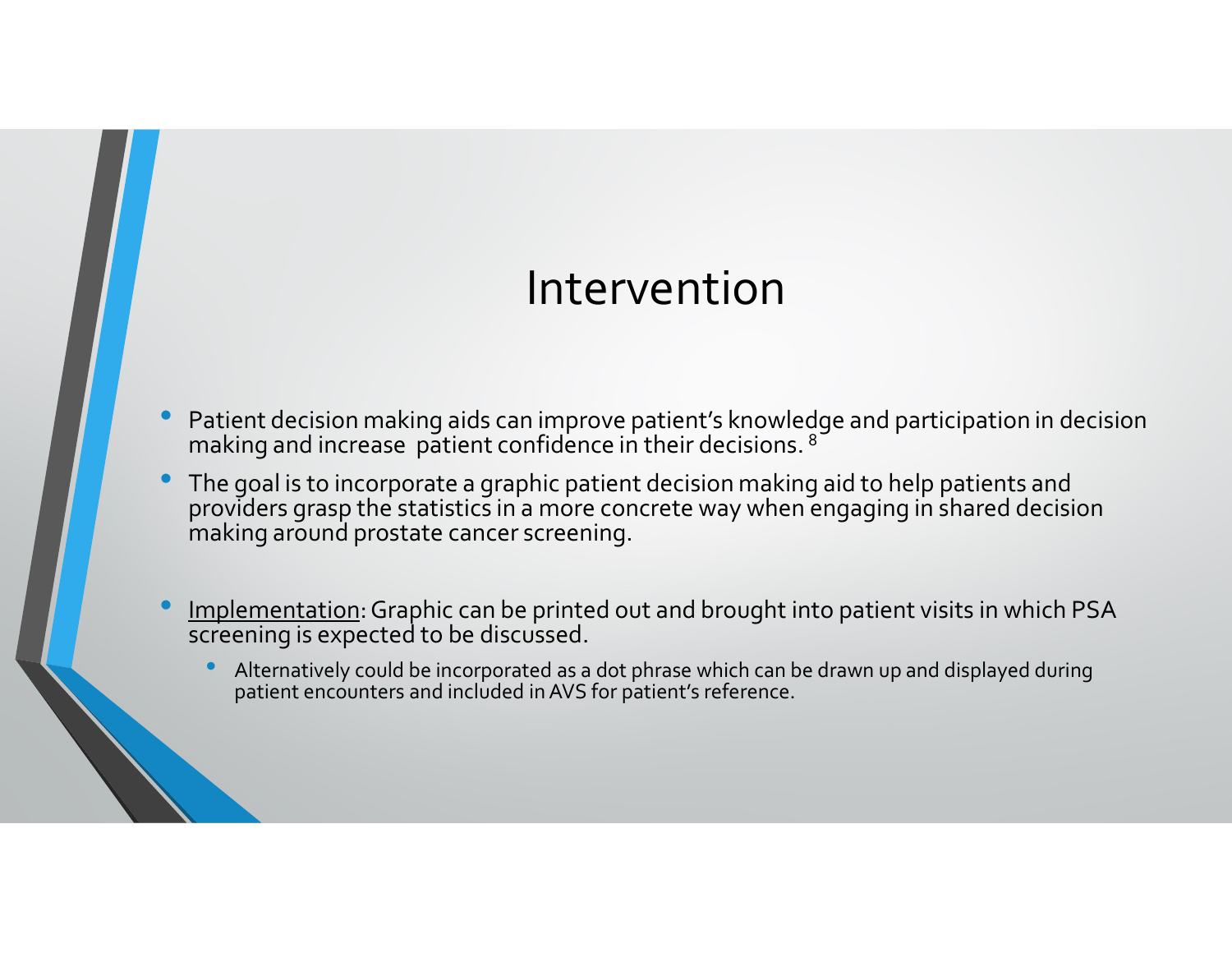# Intervention

- Patient decision making aids can improve patient's knowledge and participation in decision making and increase patient confidence in their decisions. [8]
- The goal is to incorporate a graphic patient decision making aid to help patients and providers grasp the statistics in a more concrete way when engaging in shared decision making around prostate cancer screening.
- Implementation: Graphic can be printed out and brought into patient visits in which PSA screening is expected to be discussed.
  - Alternatively could be incorporated as a dot phrase which can be drawn up and displayed during patient encounters and included in AVS for patient's reference.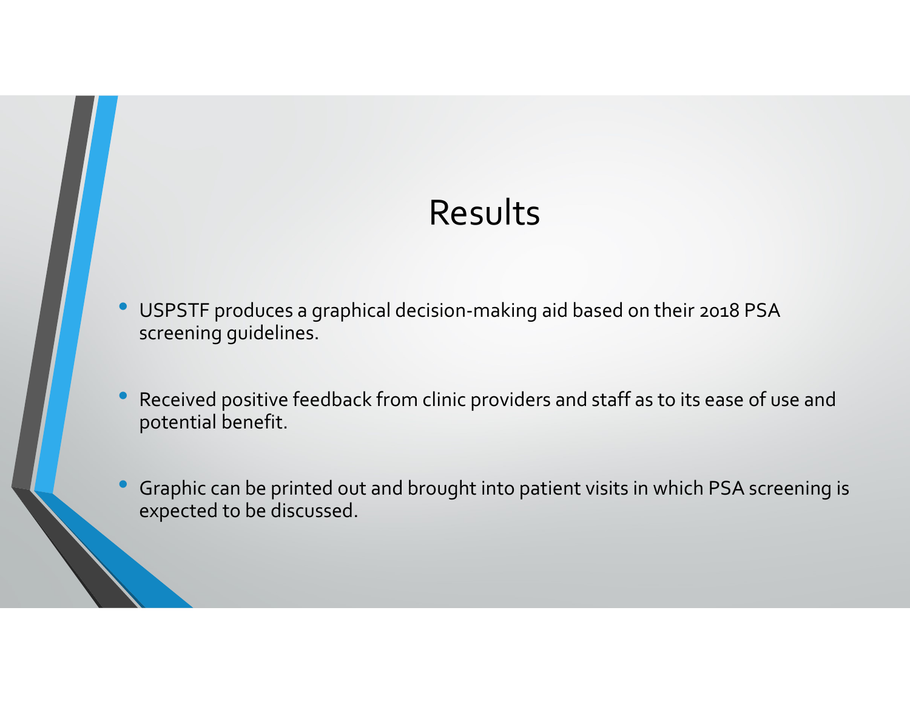# Results

- USPSTF produces a graphical decision-making aid based on their 2018 PSA screening guidelines.
- Received positive feedback from clinic providers and staff as to its ease of use and potential benefit.
- Graphic can be printed out and brought into patient visits in which PSA screening is expected to be discussed.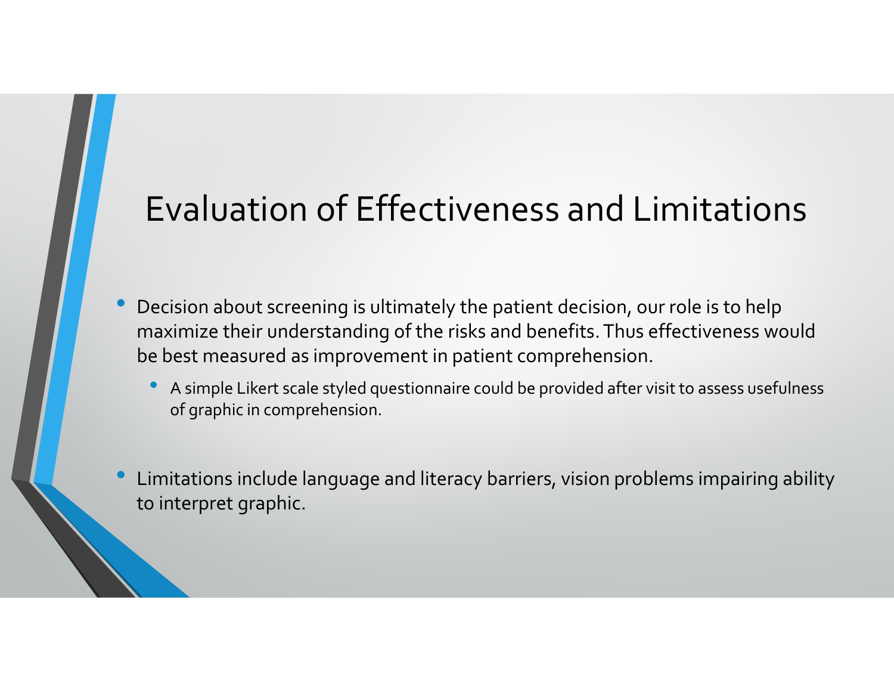# Evaluation of Effectiveness and Limitations

- Decision about screening is ultimately the patient decision, our role is to help maximize their understanding of the risks and benefits. Thus effectiveness would be best measured as improvement in patient comprehension.
  - A simple Likert scale styled questionnaire could be provided after visit to assess usefulness of graphic in comprehension.

- Limitations include language and literacy barriers, vision problems impairing ability to interpret graphic.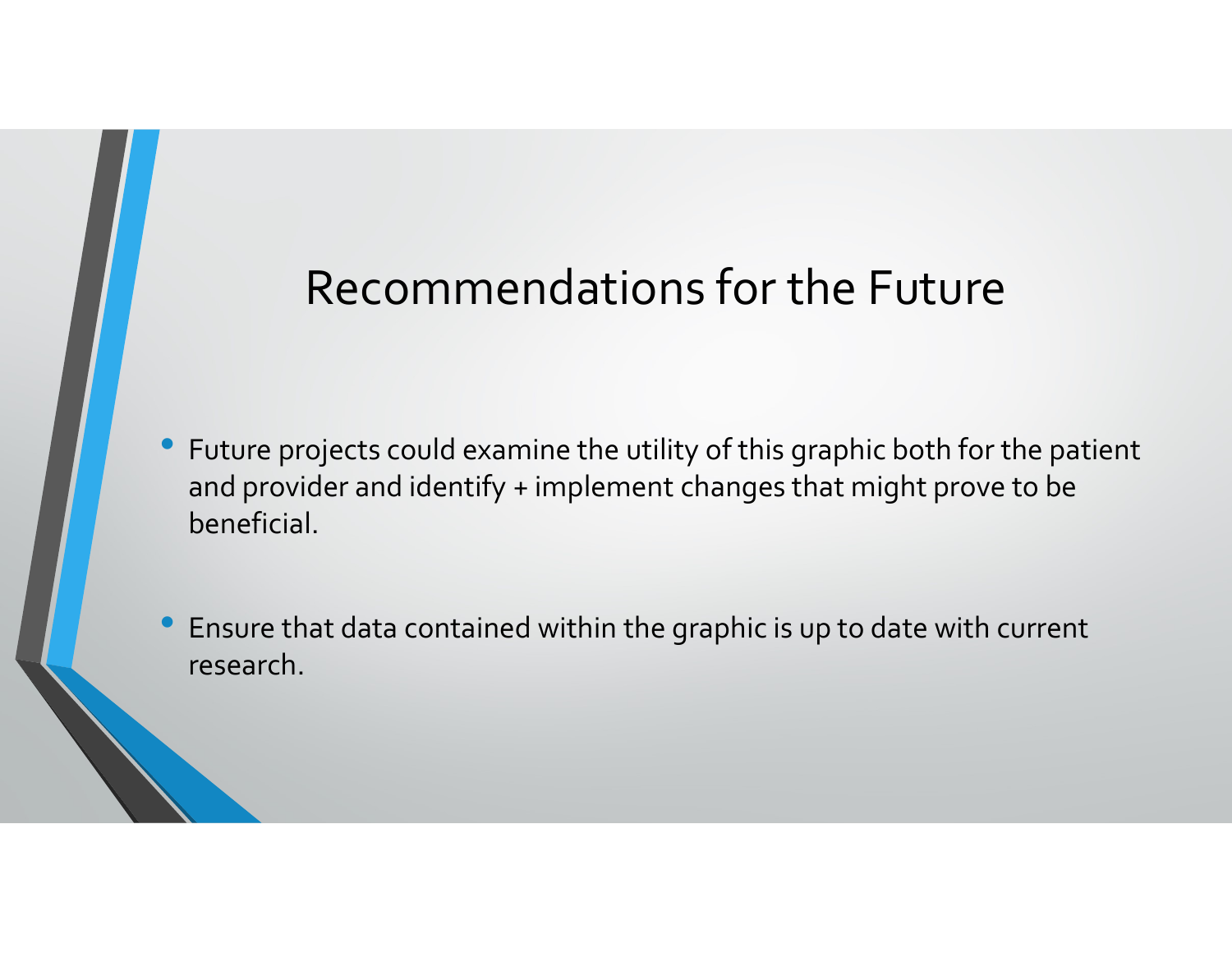# Recommendations for the Future

- Future projects could examine the utility of this graphic both for the patient and provider and identify + implement changes that might prove to be beneficial.
- Ensure that data contained within the graphic is up to date with current research.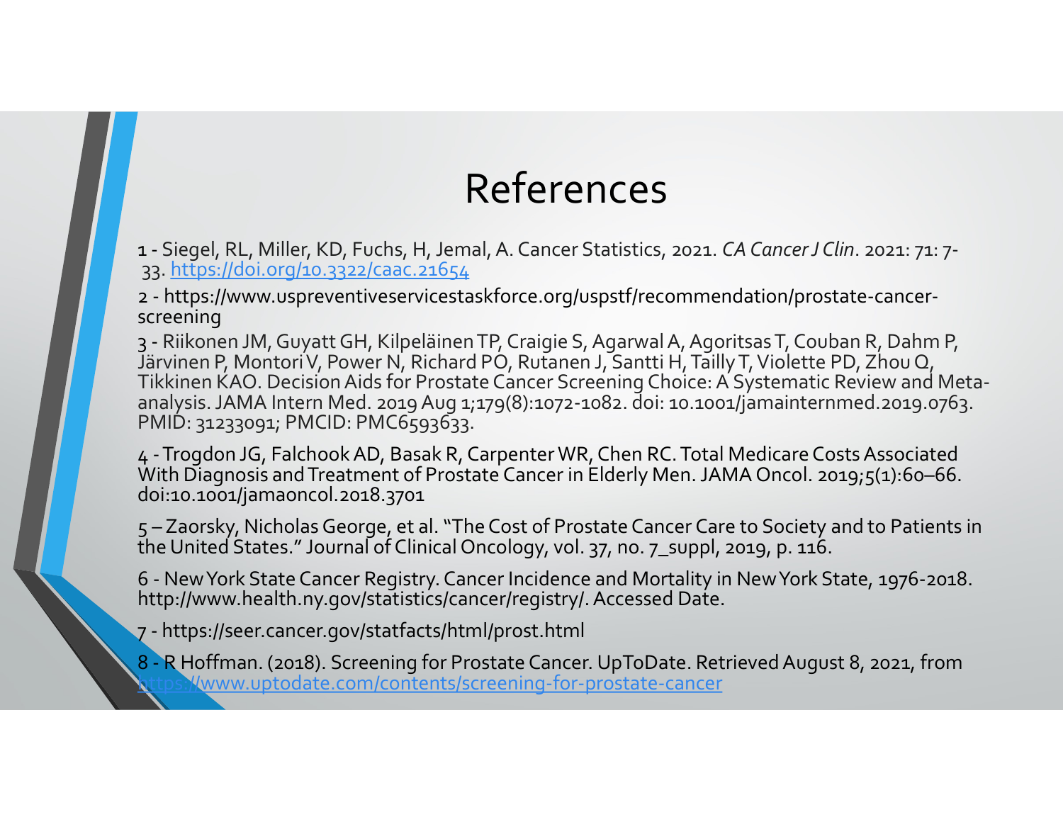# References

1 - Siegel, RL, Miller, KD, Fuchs, H, Jemal, A. Cancer Statistics, 2021. *CA Cancer J Clin*. 2021: 71: 7-33. https://doi.org/10.3322/caac.21654

2 - https://www.uspreventiveservicestaskforce.org/uspstf/recommendation/prostate-cancer-screening

3 - Riikonen JM, Guyatt GH, Kilpeläinen TP, Craigie S, Agarwal A, Agoritsas T, Couban R, Dahm P, Järvinen P, Montori V, Power N, Richard PO, Rutanen J, Santti H, Tailly T, Violette PD, Zhou Q, Tikkinen KAO. Decision Aids for Prostate Cancer Screening Choice: A Systematic Review and Meta-analysis. JAMA Intern Med. 2019 Aug 1;179(8):1072-1082. doi: 10.1001/jamainternmed.2019.0763. PMID: 31233091; PMCID: PMC6593633.

4 - Trogdon JG, Falchook AD, Basak R, Carpenter WR, Chen RC. Total Medicare Costs Associated With Diagnosis and Treatment of Prostate Cancer in Elderly Men. JAMA Oncol. 2019;5(1):60–66. doi:10.1001/jamaoncol.2018.3701

5 – Zaorsky, Nicholas George, et al. "The Cost of Prostate Cancer Care to Society and to Patients in the United States." Journal of Clinical Oncology, vol. 37, no. 7_suppl, 2019, p. 116.

6 - New York State Cancer Registry. Cancer Incidence and Mortality in New York State, 1976-2018. http://www.health.ny.gov/statistics/cancer/registry/. Accessed Date.

7 - https://seer.cancer.gov/statfacts/html/prost.html

8 - R Hoffman. (2018). Screening for Prostate Cancer. UpToDate. Retrieved August 8, 2021, from https://www.uptodate.com/contents/screening-for-prostate-cancer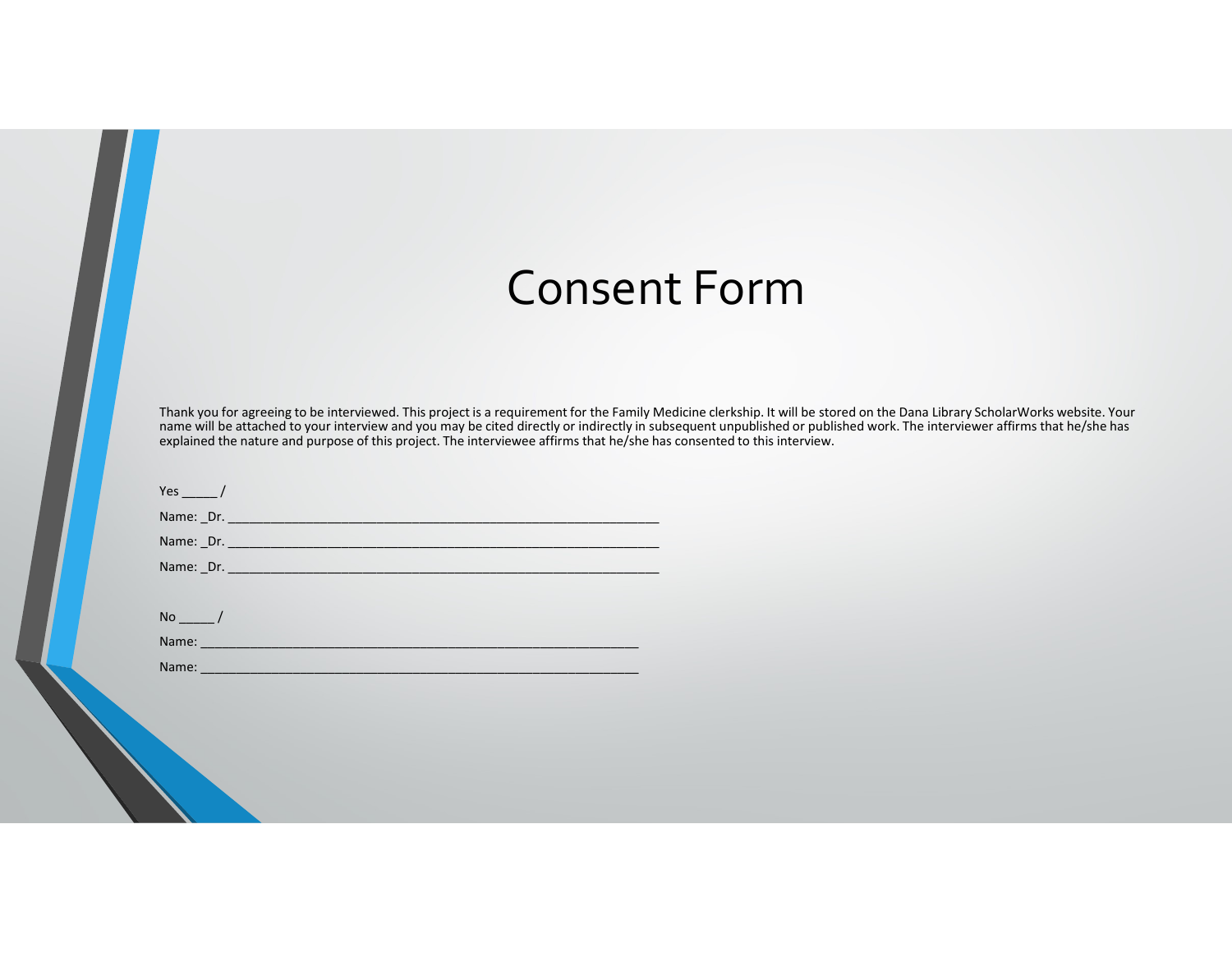# Consent Form

Thank you for agreeing to be interviewed. This project is a requirement for the Family Medicine clerkship. It will be stored on the Dana Library ScholarWorks website. Your name will be attached to your interview and you may be cited directly or indirectly in subsequent unpublished or published work. The interviewer affirms that he/she has explained the nature and purpose of this project. The interviewee affirms that he/she has consented to this interview.

Yes _____ /

Name: _Dr. ________________________________________________________________

Name: _Dr. ________________________________________________________________

Name: _Dr. ________________________________________________________________

No _____ /

Name: ________________________________________________________________

Name: ________________________________________________________________